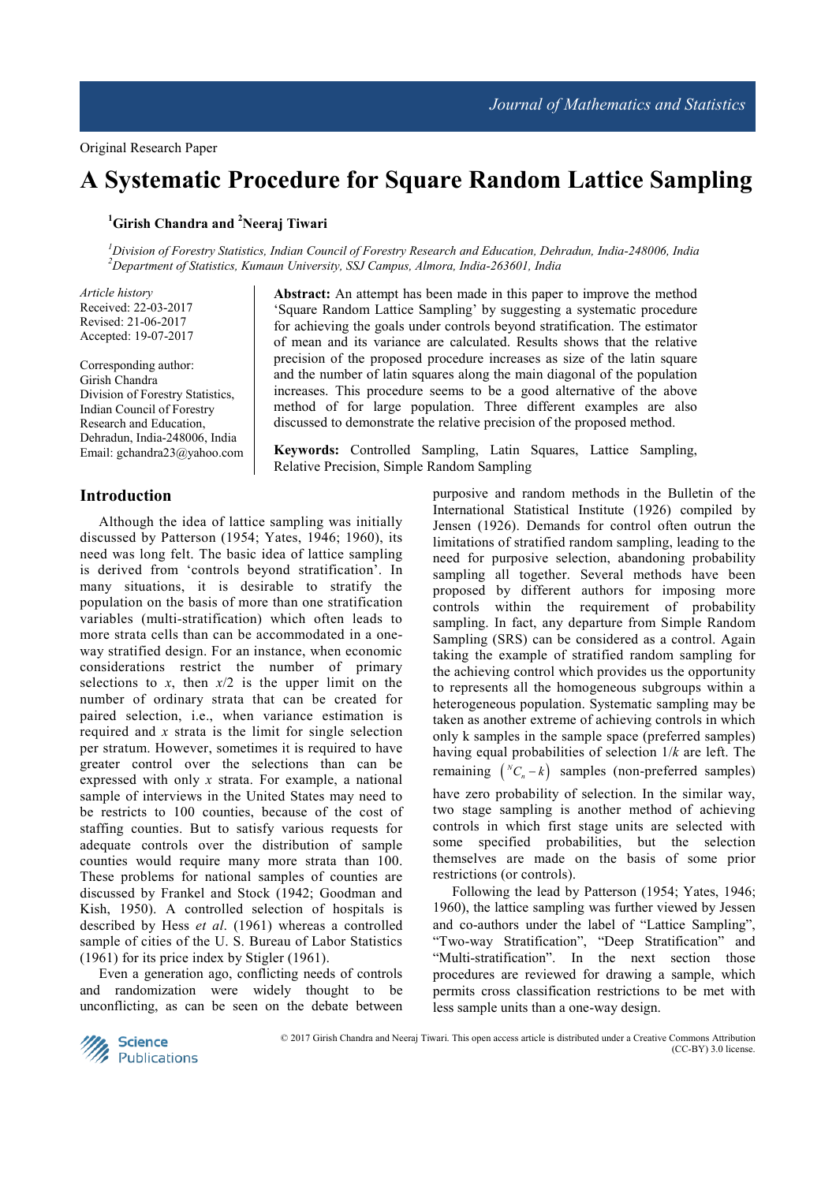Original Research Paper

# A Systematic Procedure for Square Random Lattice Sampling

[1]Girish Chandra and [2]Neeraj Tiwari

*[1]Division of Forestry Statistics, Indian Council of Forestry Research and Education, Dehradun, India-248006, India*
*[2]Department of Statistics, Kumaun University, SSJ Campus, Almora, India-263601, India*

*Article history*
Received: 22-03-2017
Revised: 21-06-2017
Accepted: 19-07-2017

Corresponding author:
Girish Chandra
Division of Forestry Statistics, Indian Council of Forestry Research and Education, Dehradun, India-248006, India
Email: gchandra23@yahoo.com

**Abstract:** An attempt has been made in this paper to improve the method 'Square Random Lattice Sampling' by suggesting a systematic procedure for achieving the goals under controls beyond stratification. The estimator of mean and its variance are calculated. Results shows that the relative precision of the proposed procedure increases as size of the latin square and the number of latin squares along the main diagonal of the population increases. This procedure seems to be a good alternative of the above method of for large population. Three different examples are also discussed to demonstrate the relative precision of the proposed method.

**Keywords:** Controlled Sampling, Latin Squares, Lattice Sampling, Relative Precision, Simple Random Sampling

## Introduction

Although the idea of lattice sampling was initially discussed by Patterson (1954; Yates, 1946; 1960), its need was long felt. The basic idea of lattice sampling is derived from 'controls beyond stratification'. In many situations, it is desirable to stratify the population on the basis of more than one stratification variables (multi-stratification) which often leads to more strata cells than can be accommodated in a one-way stratified design. For an instance, when economic considerations restrict the number of primary selections to $x$, then $x/2$ is the upper limit on the number of ordinary strata that can be created for paired selection, i.e., when variance estimation is required and $x$ strata is the limit for single selection per stratum. However, sometimes it is required to have greater control over the selections than can be expressed with only $x$ strata. For example, a national sample of interviews in the United States may need to be restricts to 100 counties, because of the cost of staffing counties. But to satisfy various requests for adequate controls over the distribution of sample counties would require many more strata than 100. These problems for national samples of counties are discussed by Frankel and Stock (1942; Goodman and Kish, 1950). A controlled selection of hospitals is described by Hess *et al*. (1961) whereas a controlled sample of cities of the U. S. Bureau of Labor Statistics (1961) for its price index by Stigler (1961).

Even a generation ago, conflicting needs of controls and randomization were widely thought to be unconflicting, as can be seen on the debate between purposive and random methods in the Bulletin of the International Statistical Institute (1926) compiled by Jensen (1926). Demands for control often outrun the limitations of stratified random sampling, leading to the need for purposive selection, abandoning probability sampling all together. Several methods have been proposed by different authors for imposing more controls within the requirement of probability sampling. In fact, any departure from Simple Random Sampling (SRS) can be considered as a control. Again taking the example of stratified random sampling for the achieving control which provides us the opportunity to represents all the homogeneous subgroups within a heterogeneous population. Systematic sampling may be taken as another extreme of achieving controls in which only k samples in the sample space (preferred samples) having equal probabilities of selection $1/k$ are left. The remaining $\left({}^{N}C_{n} - k\right)$ samples (non-preferred samples) have zero probability of selection. In the similar way, two stage sampling is another method of achieving controls in which first stage units are selected with some specified probabilities, but the selection themselves are made on the basis of some prior restrictions (or controls).

Following the lead by Patterson (1954; Yates, 1946; 1960), the lattice sampling was further viewed by Jessen and co-authors under the label of "Lattice Sampling", "Two-way Stratification", "Deep Stratification" and "Multi-stratification". In the next section those procedures are reviewed for drawing a sample, which permits cross classification restrictions to be met with less sample units than a one-way design.

© 2017 Girish Chandra and Neeraj Tiwari. This open access article is distributed under a Creative Commons Attribution (CC-BY) 3.0 license.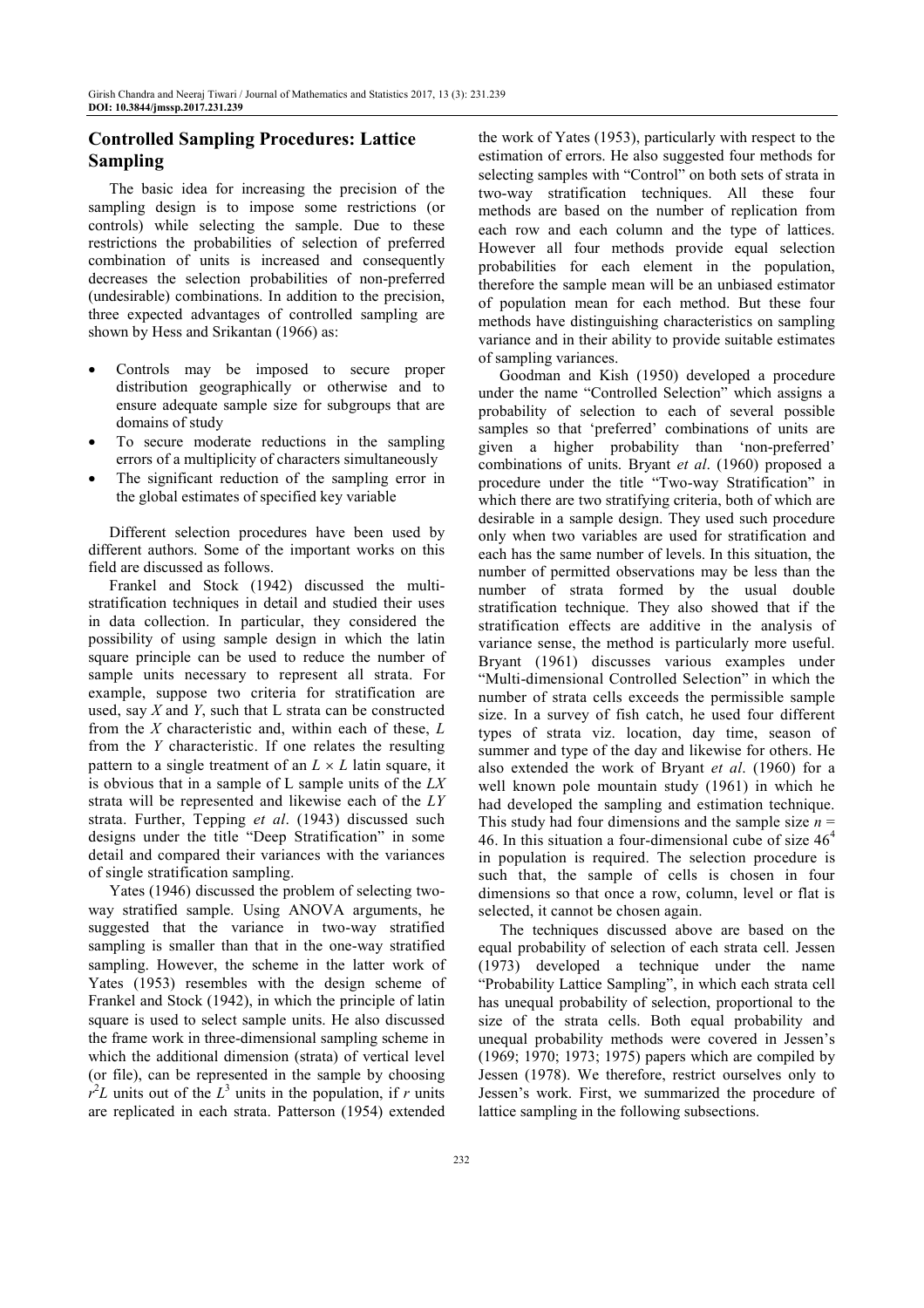## Controlled Sampling Procedures: Lattice Sampling

The basic idea for increasing the precision of the sampling design is to impose some restrictions (or controls) while selecting the sample. Due to these restrictions the probabilities of selection of preferred combination of units is increased and consequently decreases the selection probabilities of non-preferred (undesirable) combinations. In addition to the precision, three expected advantages of controlled sampling are shown by Hess and Srikantan (1966) as:

- Controls may be imposed to secure proper distribution geographically or otherwise and to ensure adequate sample size for subgroups that are domains of study
- To secure moderate reductions in the sampling errors of a multiplicity of characters simultaneously
- The significant reduction of the sampling error in the global estimates of specified key variable

Different selection procedures have been used by different authors. Some of the important works on this field are discussed as follows.

Frankel and Stock (1942) discussed the multi-stratification techniques in detail and studied their uses in data collection. In particular, they considered the possibility of using sample design in which the latin square principle can be used to reduce the number of sample units necessary to represent all strata. For example, suppose two criteria for stratification are used, say $X$ and $Y$, such that L strata can be constructed from the $X$ characteristic and, within each of these, $L$ from the $Y$ characteristic. If one relates the resulting pattern to a single treatment of an $L \times L$ latin square, it is obvious that in a sample of L sample units of the $LX$ strata will be represented and likewise each of the $LY$ strata. Further, Tepping *et al*. (1943) discussed such designs under the title "Deep Stratification" in some detail and compared their variances with the variances of single stratification sampling.

Yates (1946) discussed the problem of selecting two-way stratified sample. Using ANOVA arguments, he suggested that the variance in two-way stratified sampling is smaller than that in the one-way stratified sampling. However, the scheme in the latter work of Yates (1953) resembles with the design scheme of Frankel and Stock (1942), in which the principle of latin square is used to select sample units. He also discussed the frame work in three-dimensional sampling scheme in which the additional dimension (strata) of vertical level (or file), can be represented in the sample by choosing $r^2L$ units out of the $L^3$ units in the population, if $r$ units are replicated in each strata. Patterson (1954) extended the work of Yates (1953), particularly with respect to the estimation of errors. He also suggested four methods for selecting samples with "Control" on both sets of strata in two-way stratification techniques. All these four methods are based on the number of replication from each row and each column and the type of lattices. However all four methods provide equal selection probabilities for each element in the population, therefore the sample mean will be an unbiased estimator of population mean for each method. But these four methods have distinguishing characteristics on sampling variance and in their ability to provide suitable estimates of sampling variances.

Goodman and Kish (1950) developed a procedure under the name "Controlled Selection" which assigns a probability of selection to each of several possible samples so that 'preferred' combinations of units are given a higher probability than 'non-preferred' combinations of units. Bryant *et al*. (1960) proposed a procedure under the title "Two-way Stratification" in which there are two stratifying criteria, both of which are desirable in a sample design. They used such procedure only when two variables are used for stratification and each has the same number of levels. In this situation, the number of permitted observations may be less than the number of strata formed by the usual double stratification technique. They also showed that if the stratification effects are additive in the analysis of variance sense, the method is particularly more useful. Bryant (1961) discusses various examples under "Multi-dimensional Controlled Selection" in which the number of strata cells exceeds the permissible sample size. In a survey of fish catch, he used four different types of strata viz. location, day time, season of summer and type of the day and likewise for others. He also extended the work of Bryant *et al*. (1960) for a well known pole mountain study (1961) in which he had developed the sampling and estimation technique. This study had four dimensions and the sample size $n = 46$. In this situation a four-dimensional cube of size $46^4$ in population is required. The selection procedure is such that, the sample of cells is chosen in four dimensions so that once a row, column, level or flat is selected, it cannot be chosen again.

The techniques discussed above are based on the equal probability of selection of each strata cell. Jessen (1973) developed a technique under the name "Probability Lattice Sampling", in which each strata cell has unequal probability of selection, proportional to the size of the strata cells. Both equal probability and unequal probability methods were covered in Jessen's (1969; 1970; 1973; 1975) papers which are compiled by Jessen (1978). We therefore, restrict ourselves only to Jessen's work. First, we summarized the procedure of lattice sampling in the following subsections.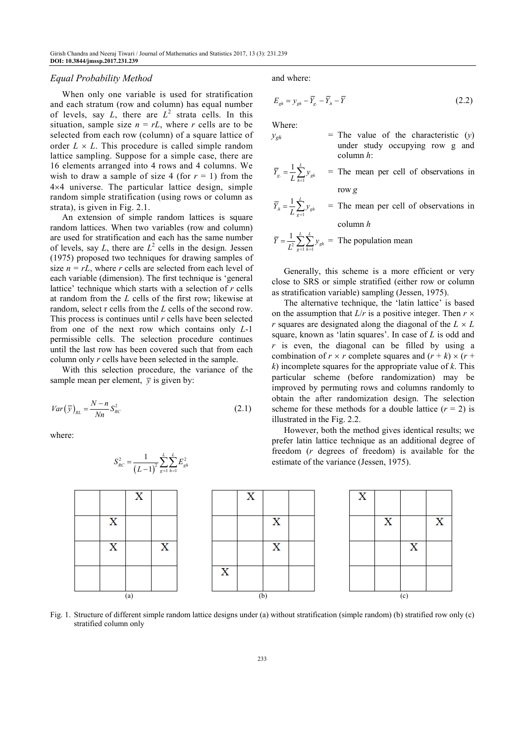*Equal Probability Method*

When only one variable is used for stratification and each stratum (row and column) has equal number of levels, say $L$, there are $L^2$ strata cells. In this situation, sample size $n = rL$, where $r$ cells are to be selected from each row (column) of a square lattice of order $L \times L$. This procedure is called simple random lattice sampling. Suppose for a simple case, there are 16 elements arranged into 4 rows and 4 columns. We wish to draw a sample of size 4 (for $r = 1$) from the 4×4 universe. The particular lattice design, simple random simple stratification (using rows or column as strata), is given in Fig. 2.1.

An extension of simple random lattices is square random lattices. When two variables (row and column) are used for stratification and each has the same number of levels, say $L$, there are $L^2$ cells in the design. Jessen (1975) proposed two techniques for drawing samples of size $n = rL$, where $r$ cells are selected from each level of each variable (dimension). The first technique is 'general lattice' technique which starts with a selection of $r$ cells at random from the $L$ cells of the first row; likewise at random, select r cells from the $L$ cells of the second row. This process is continues until $r$ cells have been selected from one of the next row which contains only $L$-1 permissible cells. The selection procedure continues until the last row has been covered such that from each column only $r$ cells have been selected in the sample.

With this selection procedure, the variance of the sample mean per element, $\bar{y}$ is given by:

$$Var(\bar{y})_{RL} = \frac{N-n}{Nn} S_{RC}^2 \tag{2.1}$$

where:

$$S_{RC}^2 = \frac{1}{(L-1)^2} \sum_{g=1}^{L} \sum_{h=1}^{L} E_{gh}^2$$

and where:

$$E_{gh} = y_{gh} - \bar{Y}_{g.} - \bar{Y}_{.h} - \bar{Y} \tag{2.2}$$

Where:

$y_{gh}$ = The value of the characteristic ($y$) under study occupying row g and column $h$:

$\bar{Y}_{g.} = \frac{1}{L} \sum_{h=1}^{L} y_{gh}$ = The mean per cell of observations in row $g$

$\bar{Y}_{.h} = \frac{1}{L} \sum_{g=1}^{L} y_{gh}$ = The mean per cell of observations in column $h$

$\bar{Y} = \frac{1}{L^2} \sum_{g=1}^{L} \sum_{h=1}^{L} y_{gh}$ = The population mean

Generally, this scheme is a more efficient or very close to SRS or simple stratified (either row or column as stratification variable) sampling (Jessen, 1975).

The alternative technique, the 'latin lattice' is based on the assumption that $L/r$ is a positive integer. Then $r \times r$ squares are designated along the diagonal of the $L \times L$ square, known as 'latin squares'. In case of $L$ is odd and $r$ is even, the diagonal can be filled by using a combination of $r \times r$ complete squares and $(r + k) \times (r + k)$ incomplete squares for the appropriate value of $k$. This particular scheme (before randomization) may be improved by permuting rows and columns randomly to obtain the after randomization design. The selection scheme for these methods for a double lattice ($r = 2$) is illustrated in the Fig. 2.2.

However, both the method gives identical results; we prefer latin lattice technique as an additional degree of freedom ($r$ degrees of freedom) is available for the estimate of the variance (Jessen, 1975).

(a)

| | | | |
|---|---|---|---|
| | | X | |
| | X | | |
| | X | | X |
| | | | |

(b)

| | | | |
|---|---|---|---|
| | X | | |
| | | X | |
| | | X | |
| X | | | |

(c)

| | | | |
|---|---|---|---|
| X | | | |
| | X | | X |
| | | X | |
| | | | |

Fig. 1. Structure of different simple random lattice designs under (a) without stratification (simple random) (b) stratified row only (c) stratified column only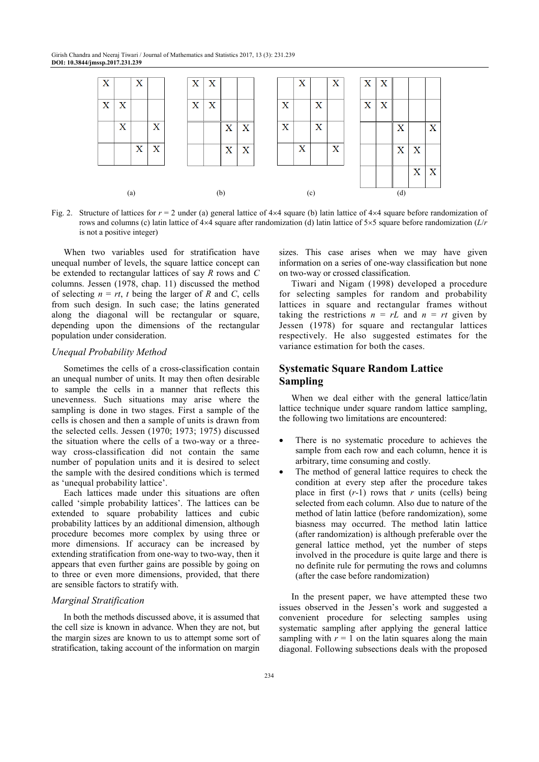(a)

| X |   | X |   |
|---|---|---|---|
| X | X |   |   |
|   | X |   | X |
|   |   | X | X |

(b)

| X | X |   |   |
|---|---|---|---|
| X | X |   |   |
|   |   | X | X |
|   |   | X | X |

(c)

|   | X |   | X |
|---|---|---|---|
| X |   | X |   |
| X |   | X |   |
|   | X |   | X |

(d)

| X | X |   |   |   |
|---|---|---|---|---|
| X | X |   |   |   |
|   |   | X |   | X |
|   |   | X | X |   |
|   |   |   | X | X |

Fig. 2. Structure of lattices for $r = 2$ under (a) general lattice of 4×4 square (b) latin lattice of 4×4 square before randomization of rows and columns (c) latin lattice of 4×4 square after randomization (d) latin lattice of 5×5 square before randomization ($L/r$ is not a positive integer)

When two variables used for stratification have unequal number of levels, the square lattice concept can be extended to rectangular lattices of say $R$ rows and $C$ columns. Jessen (1978, chap. 11) discussed the method of selecting $n = rt$, $t$ being the larger of $R$ and $C$, cells from such design. In such case; the latins generated along the diagonal will be rectangular or square, depending upon the dimensions of the rectangular population under consideration.

### *Unequal Probability Method*

Sometimes the cells of a cross-classification contain an unequal number of units. It may then often desirable to sample the cells in a manner that reflects this unevenness. Such situations may arise where the sampling is done in two stages. First a sample of the cells is chosen and then a sample of units is drawn from the selected cells. Jessen (1970; 1973; 1975) discussed the situation where the cells of a two-way or a three-way cross-classification did not contain the same number of population units and it is desired to select the sample with the desired conditions which is termed as 'unequal probability lattice'.

Each lattices made under this situations are often called 'simple probability lattices'. The lattices can be extended to square probability lattices and cubic probability lattices by an additional dimension, although procedure becomes more complex by using three or more dimensions. If accuracy can be increased by extending stratification from one-way to two-way, then it appears that even further gains are possible by going on to three or even more dimensions, provided, that there are sensible factors to stratify with.

### *Marginal Stratification*

In both the methods discussed above, it is assumed that the cell size is known in advance. When they are not, but the margin sizes are known to us to attempt some sort of stratification, taking account of the information on margin sizes. This case arises when we may have given information on a series of one-way classification but none on two-way or crossed classification.

Tiwari and Nigam (1998) developed a procedure for selecting samples for random and probability lattices in square and rectangular frames without taking the restrictions $n = rL$ and $n = rt$ given by Jessen (1978) for square and rectangular lattices respectively. He also suggested estimates for the variance estimation for both the cases.

## Systematic Square Random Lattice Sampling

When we deal either with the general lattice/latin lattice technique under square random lattice sampling, the following two limitations are encountered:

- There is no systematic procedure to achieves the sample from each row and each column, hence it is arbitrary, time consuming and costly.
- The method of general lattice requires to check the condition at every step after the procedure takes place in first ($r$-1) rows that $r$ units (cells) being selected from each column. Also due to nature of the method of latin lattice (before randomization), some biasness may occurred. The method latin lattice (after randomization) is although preferable over the general lattice method, yet the number of steps involved in the procedure is quite large and there is no definite rule for permuting the rows and columns (after the case before randomization)

In the present paper, we have attempted these two issues observed in the Jessen's work and suggested a convenient procedure for selecting samples using systematic sampling after applying the general lattice sampling with $r = 1$ on the latin squares along the main diagonal. Following subsections deals with the proposed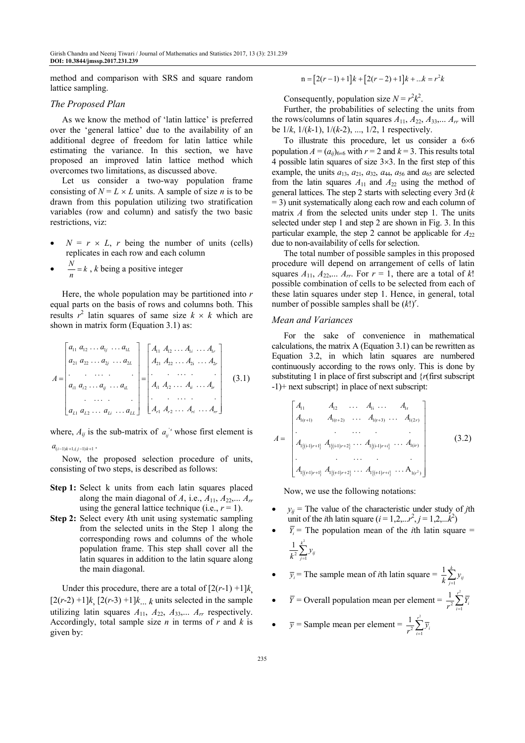method and comparison with SRS and square random lattice sampling.

## The Proposed Plan

As we know the method of 'latin lattice' is preferred over the 'general lattice' due to the availability of an additional degree of freedom for latin lattice while estimating the variance. In this section, we have proposed an improved latin lattice method which overcomes two limitations, as discussed above.

Let us consider a two-way population frame consisting of $N = L \times L$ units. A sample of size $n$ is to be drawn from this population utilizing two stratification variables (row and column) and satisfy the two basic restrictions, viz:

- $N = r \times L$, $r$ being the number of units (cells) replicates in each row and each column
- $\frac{N}{n} = k$, $k$ being a positive integer

Here, the whole population may be partitioned into $r$ equal parts on the basis of rows and columns both. This results $r^2$ latin squares of same size $k \times k$ which are shown in matrix form (Equation 3.1) as:

$$A = \begin{bmatrix} a_{11}\ a_{12}\ \dots\ a_{1j}\ \dots\ a_{1L} \\ a_{21}\ a_{22}\ \dots\ a_{2j}\ \dots\ a_{2L} \\ .\quad .\ \dots\ .\quad . \\ a_{i1}\ a_{i2}\ \dots\ a_{ij}\ \dots\ a_{iL} \\ .\ \dots\ .\quad . \\ a_{L1}\ a_{L2}\ \dots\ a_{Li}\ \dots\ a_{LL} \end{bmatrix} = \begin{bmatrix} A_{11}\ A_{12}\ \dots\ A_{1i}\ \dots\ A_{1r} \\ A_{21}\ A_{22}\ \dots\ A_{2i}\ \dots\ A_{2r} \\ .\quad .\ \dots\ .\quad . \\ A_{i1}\ A_{i2}\ \dots\ A_{ii}\ \dots\ A_{ir} \\ .\quad .\ \dots\ .\quad . \\ A_{r1}\ A_{r2}\ \dots\ A_{ri}\ \dots\ A_{rr} \end{bmatrix} \quad (3.1)$$

where, $A_{ij}$ is the sub-matrix of $a_{ij}'^{s}$ whose first element is $a_{(i-1)k+1,(j-1)k+1}$.

Now, the proposed selection procedure of units, consisting of two steps, is described as follows:

**Step 1:** Select k units from each latin squares placed along the main diagonal of $A$, i.e., $A_{11}, A_{22},\dots A_{rr}$ using the general lattice technique (i.e., $r = 1$).

**Step 2:** Select every $k$th unit using systematic sampling from the selected units in the Step 1 along the corresponding rows and columns of the whole population frame. This step shall cover all the latin squares in addition to the latin square along the main diagonal.

Under this procedure, there are a total of $[2(r\text{-}1) +1]k$, $[2(r\text{-}2) +1]k$, $[2(r\text{-}3) +1]k\dots k$ units selected in the sample utilizing latin squares $A_{11}, A_{22}, A_{33},\dots A_{rr}$ respectively. Accordingly, total sample size $n$ in terms of $r$ and $k$ is given by:

$$n = [2(r-1)+1]k + [2(r-2)+1]k + \dots k = r^2 k$$

Consequently, population size $N = r^2k^2$.

Further, the probabilities of selecting the units from the rows/columns of latin squares $A_{11}, A_{22}, A_{33},\dots A_{rr}$ will be $1/k$, $1/(k\text{-}1)$, $1/(k\text{-}2)$, ..., $1/2$, 1 respectively.

To illustrate this procedure, let us consider a 6×6 population $A = (a_{ij})_{6\times 6}$ with $r = 2$ and $k = 3$. This results total 4 possible latin squares of size 3×3. In the first step of this example, the units $a_{13}$, $a_{21}$, $a_{32}$, $a_{44}$, $a_{56}$ and $a_{65}$ are selected from the latin squares $A_{11}$ and $A_{22}$ using the method of general lattices. The step 2 starts with selecting every 3rd ($k = 3$) unit systematically along each row and each column of matrix $A$ from the selected units under step 1. The units selected under step 1 and step 2 are shown in Fig. 3. In this particular example, the step 2 cannot be applicable for $A_{22}$ due to non-availability of cells for selection.

The total number of possible samples in this proposed procedure will depend on arrangement of cells of latin squares $A_{11}, A_{22},\dots A_{rr}$. For $r = 1$, there are a total of $k!$ possible combination of cells to be selected from each of these latin squares under step 1. Hence, in general, total number of possible samples shall be $(k!)^r$.

## Mean and Variances

For the sake of convenience in mathematical calculations, the matrix A (Equation 3.1) can be rewritten as Equation 3.2, in which latin squares are numbered continuously according to the rows only. This is done by substituting 1 in place of first subscript and {$r$(first subscript -1)+ next subscript} in place of next subscript:

$$A = \begin{bmatrix} A_{11} & A_{12} & \dots & A_{1i} & \dots & A_{1r} \\ A_{1(r+1)} & A_{1(r+2)} & \dots & A_{1(r+3)} & \dots & A_{1(2r)} \\ . & . & \dots & . & & . \\ A_{1\{(i-1)r+1\}} & A_{1\{(i-1)r+2\}} & \dots & A_{1\{(i-1)r+i\}} & \dots & A_{1(ir)} \\ . & . & \dots & . & & . \\ A_{1\{(r-1)r+1\}} & A_{1\{(r-1)r+2\}} & \dots & A_{1\{(r-1)r+i\}} & \dots & A_{1(r^2)} \end{bmatrix} \quad (3.2)$$

Now, we use the following notations:

- $y_{ij}$ = The value of the characteristic under study of $j$th unit of the $i$th latin square ($i = 1,2,\dots r^2$, $j = 1,2,\dots k^2$)
- $\overline{Y}_i$ = The population mean of the $i$th latin square = $\frac{1}{k^2}\sum_{j=1}^{k^2} y_{ij}$
- $\overline{y}_i$ = The sample mean of $i$th latin square = $\frac{1}{k}\sum_{j=1}^{k} y_{ij}$
- $\overline{Y}$ = Overall population mean per element = $\frac{1}{r^2}\sum_{i=1}^{r^2} \overline{Y}_i$
- $\overline{y}$ = Sample mean per element = $\frac{1}{r^2}\sum_{i=1}^{r^2} \overline{y}_i$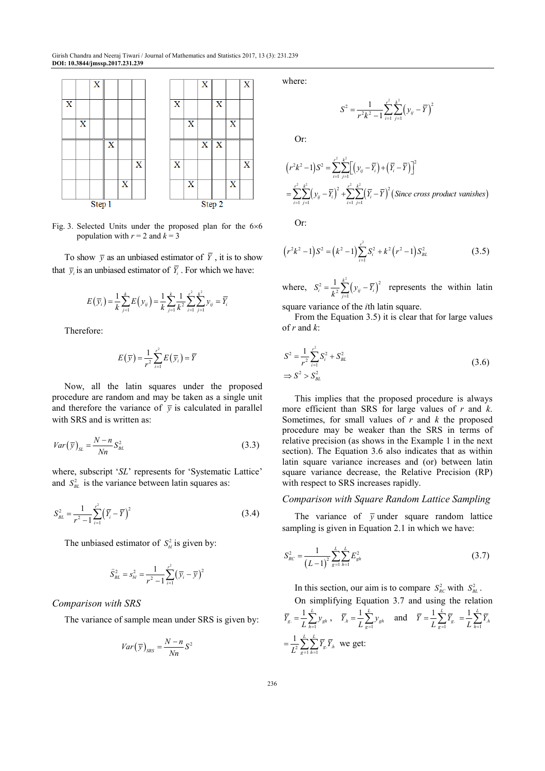Step 1 | Step 2

Fig. 3. Selected Units under the proposed plan for the 6×6 population with $r = 2$ and $k = 3$

To show $\bar{y}$ as an unbiased estimator of $\bar{Y}$, it is to show that $\bar{y}_i$ is an unbiased estimator of $\bar{Y}_i$. For which we have:

$$E(\bar{y}_i) = \frac{1}{k}\sum_{j=1}^{k} E(y_{ij}) = \frac{1}{k}\sum_{j=1}^{k}\frac{1}{k^2}\sum_{i=1}^{r^2}\sum_{j=1}^{k^2} y_{ij} = \bar{Y}_i$$

Therefore:

$$E(\bar{y}) = \frac{1}{r^2}\sum_{i=1}^{r^2} E(\bar{y}_i) = \bar{Y}$$

Now, all the latin squares under the proposed procedure are random and may be taken as a single unit and therefore the variance of $\bar{y}$ is calculated in parallel with SRS and is written as:

$$Var(\bar{y})_{SL} = \frac{N-n}{Nn} S_{BL}^2 \tag{3.3}$$

where, subscript '*SL*' represents for 'Systematic Lattice' and $S_{BL}^2$ is the variance between latin squares as:

$$S_{BL}^2 = \frac{1}{r^2-1}\sum_{i=1}^{r^2}\left(\bar{Y}_i - \bar{Y}\right)^2 \tag{3.4}$$

The unbiased estimator of $S_{bl}^2$ is given by:

$$\hat{S}_{BL}^2 = s_{bl}^2 = \frac{1}{r^2-1}\sum_{i=1}^{r^2}\left(\bar{y}_i - \bar{y}\right)^2$$

### *Comparison with SRS*

The variance of sample mean under SRS is given by:

$$Var(\bar{y})_{SRS} = \frac{N-n}{Nn} S^2$$

where:

$$S^2 = \frac{1}{r^2k^2-1}\sum_{i=1}^{r^2}\sum_{j=1}^{k^2}\left(y_{ij} - \bar{Y}\right)^2$$

Or:

$$\left(r^2k^2-1\right)S^2 = \sum_{i=1}^{r^2}\sum_{j=1}^{k^2}\left[\left(y_{ij} - \bar{Y}_i\right) + \left(\bar{Y}_i - \bar{Y}\right)\right]^2$$

$$= \sum_{i=1}^{r^2}\sum_{j=1}^{k^2}\left(y_{ij} - \bar{Y}_i\right)^2 + \sum_{i=1}^{r^2}\sum_{j=1}^{k^2}\left(\bar{Y}_i - \bar{Y}\right)^2 \left(\textit{Since cross product vanishes}\right)$$

Or:

$$\left(r^2k^2-1\right)S^2 = \left(k^2-1\right)\sum_{i=1}^{r^2} S_i^2 + k^2\left(r^2-1\right)S_{BL}^2 \tag{3.5}$$

where, $S_i^2 = \frac{1}{k^2}\sum_{j=1}^{k^2}\left(y_{ij} - \bar{Y}_i\right)^2$ represents the within latin square variance of the *i*th latin square.

From the Equation 3.5) it is clear that for large values of $r$ and $k$:

$$S^2 = \frac{1}{r^2}\sum_{i=1}^{r^2} S_i^2 + S_{BL}^2$$
$$\Rightarrow S^2 > S_{BL}^2 \tag{3.6}$$

This implies that the proposed procedure is always more efficient than SRS for large values of $r$ and $k$. Sometimes, for small values of $r$ and $k$ the proposed procedure may be weaker than the SRS in terms of relative precision (as shows in the Example 1 in the next section). The Equation 3.6 also indicates that as within latin square variance increases and (or) between latin square variance decrease, the Relative Precision (RP) with respect to SRS increases rapidly.

### *Comparison with Square Random Lattice Sampling*

The variance of $\bar{y}$ under square random lattice sampling is given in Equation 2.1 in which we have:

$$S_{RC}^2 = \frac{1}{(L-1)^2}\sum_{g=1}^{L}\sum_{h=1}^{L} E_{gh}^2 \tag{3.7}$$

In this section, our aim is to compare $S_{RC}^2$ with $S_{BL}^2$.

On simplifying Equation 3.7 and using the relation $\bar{Y}_{g.} = \frac{1}{L}\sum_{h=1}^{L} y_{gh}$, $\bar{Y}_{.h} = \frac{1}{L}\sum_{g=1}^{L} y_{gh}$ and $\bar{Y} = \frac{1}{L}\sum_{g=1}^{L}\bar{Y}_{g.} = \frac{1}{L}\sum_{h=1}^{L}\bar{Y}_{.h}$ $= \frac{1}{L^2}\sum_{g=1}^{L}\sum_{h=1}^{L}\bar{Y}_{g.}\bar{Y}_{.h}$ we get: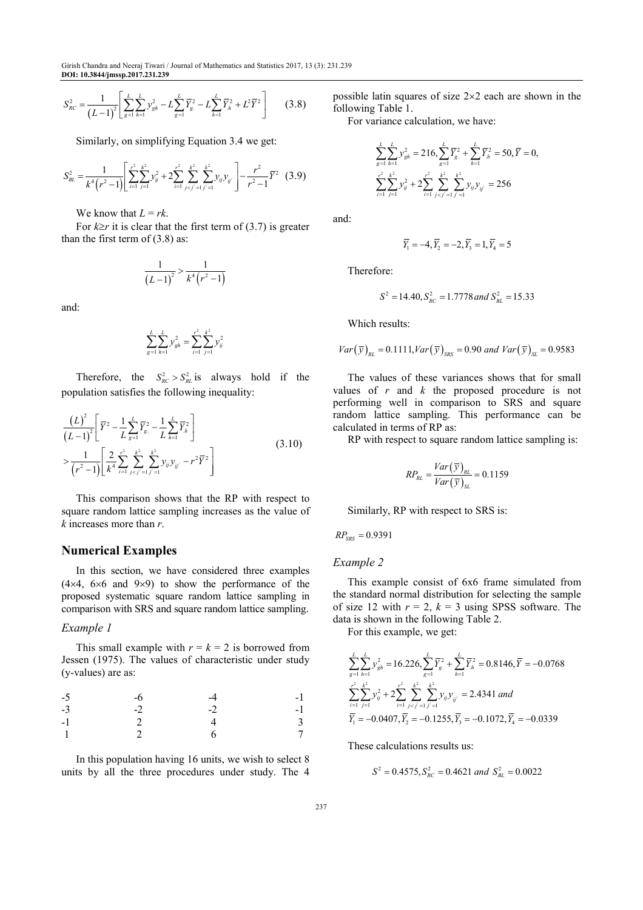$$S_{RC}^2 = \frac{1}{(L-1)^2}\left[\sum_{g=1}^{L}\sum_{h=1}^{L} y_{gh}^2 - L\sum_{g=1}^{L}\overline{Y}_{g.}^2 - L\sum_{h=1}^{L}\overline{Y}_{.h}^2 + L^2\overline{Y}^2\right] \tag{3.8}$$

Similarly, on simplifying Equation 3.4 we get:

$$S_{BL}^2 = \frac{1}{k^4(r^2-1)}\left[\sum_{i=1}^{r^2}\sum_{j=1}^{k^2} y_{ij}^2 + 2\sum_{i=1}^{r^2}\sum_{j<j'=1}^{k^2}\sum_{j'=1}^{k^2} y_{ij}y_{ij'}\right] - \frac{r^2}{r^2-1}\overline{Y}^2 \tag{3.9}$$

We know that $L = rk$.

For $k \geq r$ it is clear that the first term of (3.7) is greater than the first term of (3.8) as:

$$\frac{1}{(L-1)^2} > \frac{1}{k^4(r^2-1)}$$

and:

$$\sum_{g=1}^{L}\sum_{h=1}^{L} y_{gh}^2 = \sum_{i=1}^{r^2}\sum_{j=1}^{k^2} y_{ij}^2$$

Therefore, the $S_{RC}^2 > S_{BL}^2$ is always hold if the population satisfies the following inequality:

$$\frac{(L)^2}{(L-1)^2}\left[\overline{Y}^2 - \frac{1}{L}\sum_{g=1}^{L}\overline{Y}_{g.}^2 - \frac{1}{L}\sum_{h=1}^{L}\overline{Y}_{.h}^2\right] > \frac{1}{(r^2-1)}\left[\frac{2}{k^4}\sum_{i=1}^{r^2}\sum_{j<j'=1}^{k^2}\sum_{j'=1}^{k^2} y_{ij}y_{ij'} - r^2\overline{Y}^2\right] \tag{3.10}$$

This comparison shows that the RP with respect to square random lattice sampling increases as the value of $k$ increases more than $r$.

## Numerical Examples

In this section, we have considered three examples (4×4, 6×6 and 9×9) to show the performance of the proposed systematic square random lattice sampling in comparison with SRS and square random lattice sampling.

### Example 1

This small example with $r = k = 2$ is borrowed from Jessen (1975). The values of characteristic under study (y-values) are as:

|  |  |  |  |
|---|---|---|---|
| -5 | -6 | -4 | -1 |
| -3 | -2 | -2 | -1 |
| -1 | 2 | 4 | 3 |
| 1 | 2 | 6 | 7 |

In this population having 16 units, we wish to select 8 units by all the three procedures under study. The 4 possible latin squares of size 2×2 each are shown in the following Table 1.

For variance calculation, we have:

$$\sum_{g=1}^{L}\sum_{h=1}^{L} y_{gh}^2 = 216, \sum_{g=1}^{L}\overline{Y}_{g.}^2 + \sum_{h=1}^{L}\overline{Y}_{.h}^2 = 50, \overline{Y} = 0,$$

$$\sum_{i=1}^{r^2}\sum_{j=1}^{k^2} y_{ij}^2 + 2\sum_{i=1}^{r^2}\sum_{j<j'=1}^{k^2}\sum_{j'=1}^{k^2} y_{ij}y_{ij'} = 256$$

and:

$$\overline{Y}_1 = -4, \overline{Y}_2 = -2, \overline{Y}_3 = 1, \overline{Y}_4 = 5$$

Therefore:

$$S^2 = 14.40, S_{RC}^2 = 1.7778 \; and \; S_{BL}^2 = 15.33$$

Which results:

$$Var(\overline{y})_{RL} = 0.1111, Var(\overline{y})_{SRS} = 0.90 \; and \; Var(\overline{y})_{SL} = 0.9583$$

The values of these variances shows that for small values of $r$ and $k$ the proposed procedure is not performing well in comparison to SRS and square random lattice sampling. This performance can be calculated in terms of RP as:

RP with respect to square random lattice sampling is:

$$RP_{RL} = \frac{Var(\overline{y})_{RL}}{Var(\overline{y})_{SL}} = 0.1159$$

Similarly, RP with respect to SRS is:

$$RP_{SRS} = 0.9391$$

### Example 2

This example consist of 6x6 frame simulated from the standard normal distribution for selecting the sample of size 12 with $r = 2$, $k = 3$ using SPSS software. The data is shown in the following Table 2.

For this example, we get:

$$\sum_{g=1}^{L}\sum_{h=1}^{L} y_{gh}^2 = 16.226, \sum_{g=1}^{L}\overline{Y}_{g.}^2 + \sum_{h=1}^{L}\overline{Y}_{.h}^2 = 0.8146, \overline{Y} = -0.0768$$

$$\sum_{i=1}^{r^2}\sum_{j=1}^{k^2} y_{ij}^2 + 2\sum_{i=1}^{r^2}\sum_{j<j'=1}^{k^2}\sum_{j'=1}^{k^2} y_{ij}y_{ij'} = 2.4341 \; and$$

$$\overline{Y}_1 = -0.0407, \overline{Y}_2 = -0.1255, \overline{Y}_3 = -0.1072, \overline{Y}_4 = -0.0339$$

These calculations results us:

$$S^2 = 0.4575, S_{RC}^2 = 0.4621 \; and \; S_{BL}^2 = 0.0022$$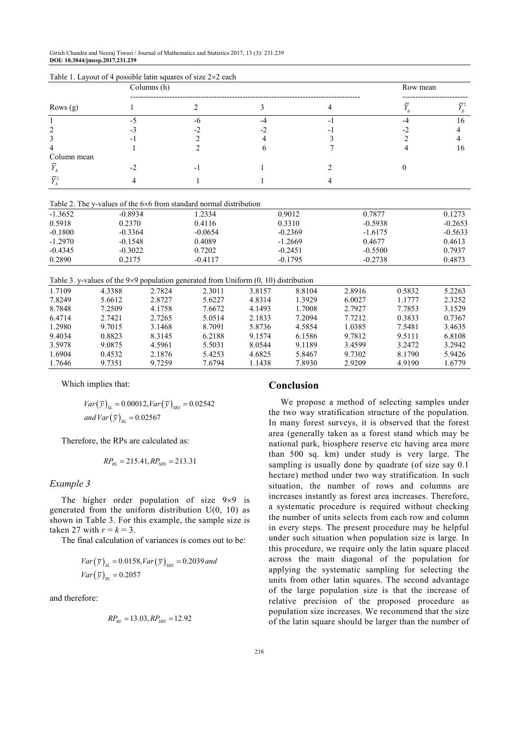Table 1. Layout of 4 possible latin squares of size 2×2 each

| Rows (g) | Columns (h) 1 | 2 | 3 | 4 | Row mean $\overline{Y}_{g.}$ | $\overline{Y}_{g.}^2$ |
|---|---|---|---|---|---|---|
| 1 | -5 | -6 | -4 | -1 | -4 | 16 |
| 2 | -3 | -2 | -2 | -1 | -2 | 4 |
| 3 | -1 | 2 | 4 | 3 | 2 | 4 |
| 4 | 1 | 2 | 6 | 7 | 4 | 16 |
| Column mean | | | | | | |
| $\overline{Y}_{.h}$ | -2 | -1 | 1 | 2 | 0 | |
| $\overline{Y}_{.h}^2$ | 4 | 1 | 1 | 4 | | |

Table 2. The y-values of the 6×6 from standard normal distribution

| | | | | | |
|---|---|---|---|---|---|
| -1.3652 | -0.8934 | 1.2334 | 0.9012 | 0.7877 | 0.1273 |
| 0.5918 | 0.2370 | 0.4116 | 0.3310 | -0.5938 | -0.2653 |
| -0.1800 | -0.3364 | -0.0654 | -0.2369 | -1.6175 | -0.5633 |
| -1.2970 | -0.1548 | 0.4089 | -1.2669 | 0.4677 | 0.4613 |
| -0.4345 | -0.3022 | 0.7202 | -0.2451 | -0.5500 | 0.7937 |
| 0.2890 | 0.2175 | -0.4117 | -0.1795 | -0.2738 | 0.4873 |

Table 3. y-values of the 9×9 population generated from Uniform (0, 10) distribution

| | | | | | | | | |
|---|---|---|---|---|---|---|---|---|
| 1.7109 | 4.3388 | 2.7824 | 2.3011 | 3.8157 | 8.8104 | 2.8916 | 0.5832 | 5.2263 |
| 7.8249 | 5.6612 | 2.8727 | 5.6227 | 4.8314 | 1.3929 | 6.0027 | 1.1777 | 2.3252 |
| 8.7848 | 7.2509 | 4.1758 | 7.6672 | 4.1493 | 1.7008 | 2.7927 | 7.7853 | 3.1529 |
| 6.4714 | 2.7421 | 2.7265 | 5.0514 | 2.1833 | 7.2094 | 7.7212 | 0.3833 | 0.7367 |
| 1.2980 | 9.7015 | 3.1468 | 8.7091 | 5.8736 | 4.5854 | 1.0385 | 7.5481 | 3.4635 |
| 9.4034 | 0.8823 | 8.3145 | 6.2188 | 9.1574 | 6.1586 | 9.7812 | 9.5111 | 6.8108 |
| 3.5978 | 9.0875 | 4.5961 | 5.5031 | 8.0544 | 9.1189 | 3.4599 | 3.2472 | 3.2942 |
| 1.6904 | 0.4532 | 2.1876 | 5.4253 | 4.6825 | 5.8467 | 9.7302 | 8.1790 | 5.9426 |
| 1.7646 | 9.7351 | 9.7259 | 7.6794 | 1.1438 | 7.8930 | 2.9209 | 4.9190 | 1.6779 |

Which implies that:

$$Var(\overline{y})_{SL} = 0.00012, Var(\overline{y})_{SRS} = 0.02542$$
$$and\, Var(\overline{y})_{RL} = 0.02567$$

Therefore, the RPs are calculated as:

$$RP_{RL} = 215.41, RP_{SRS} = 213.31$$

### *Example 3*

The higher order population of size 9×9 is generated from the uniform distribution U(0, 10) as shown in Table 3. For this example, the sample size is taken 27 with $r = k = 3$.

The final calculation of variances is comes out to be:

$$Var(\overline{y})_{SL} = 0.0158, Var(\overline{y})_{SRS} = 0.2039\, and$$
$$Var(\overline{y})_{RL} = 0.2057$$

and therefore:

$$RP_{RL} = 13.03, RP_{SRS} = 12.92$$

## Conclusion

We propose a method of selecting samples under the two way stratification structure of the population. In many forest surveys, it is observed that the forest area (generally taken as a forest stand which may be national park, biosphere reserve etc having area more than 500 sq. km) under study is very large. The sampling is usually done by quadrate (of size say 0.1 hectare) method under two way stratification. In such situation, the number of rows and columns are increases instantly as forest area increases. Therefore, a systematic procedure is required without checking the number of units selects from each row and column in every steps. The present procedure may be helpful under such situation when population size is large. In this procedure, we require only the latin square placed across the main diagonal of the population for applying the systematic sampling for selecting the units from other latin squares. The second advantage of the large population size is that the increase of relative precision of the proposed procedure as population size increases. We recommend that the size of the latin square should be larger than the number of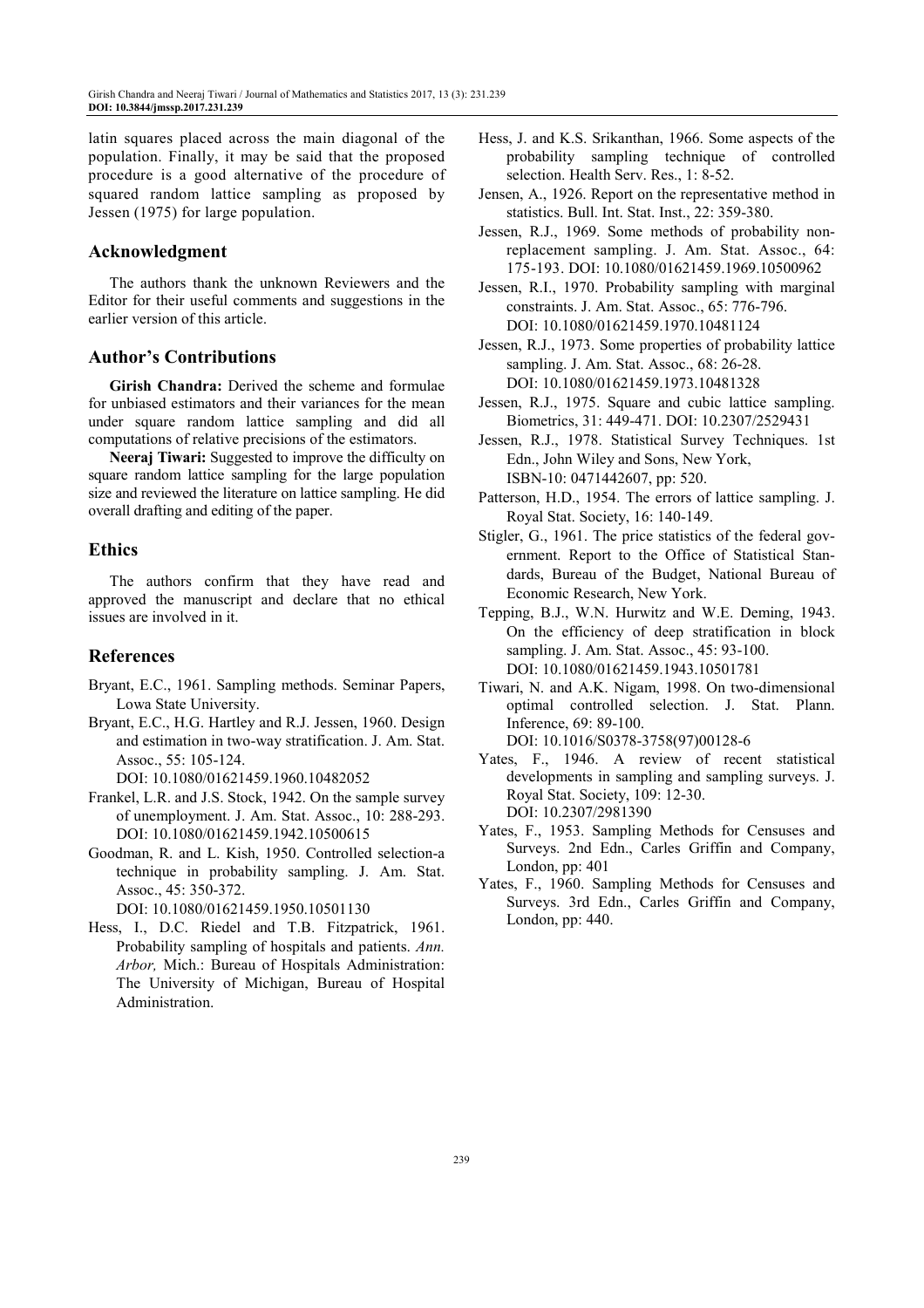latin squares placed across the main diagonal of the population. Finally, it may be said that the proposed procedure is a good alternative of the procedure of squared random lattice sampling as proposed by Jessen (1975) for large population.

## Acknowledgment

The authors thank the unknown Reviewers and the Editor for their useful comments and suggestions in the earlier version of this article.

## Author's Contributions

**Girish Chandra:** Derived the scheme and formulae for unbiased estimators and their variances for the mean under square random lattice sampling and did all computations of relative precisions of the estimators.

**Neeraj Tiwari:** Suggested to improve the difficulty on square random lattice sampling for the large population size and reviewed the literature on lattice sampling. He did overall drafting and editing of the paper.

## Ethics

The authors confirm that they have read and approved the manuscript and declare that no ethical issues are involved in it.

## References

Bryant, E.C., 1961. Sampling methods. Seminar Papers, Lowa State University.

Bryant, E.C., H.G. Hartley and R.J. Jessen, 1960. Design and estimation in two-way stratification. J. Am. Stat. Assoc., 55: 105-124. DOI: 10.1080/01621459.1960.10482052

Frankel, L.R. and J.S. Stock, 1942. On the sample survey of unemployment. J. Am. Stat. Assoc., 10: 288-293. DOI: 10.1080/01621459.1942.10500615

Goodman, R. and L. Kish, 1950. Controlled selection-a technique in probability sampling. J. Am. Stat. Assoc., 45: 350-372. DOI: 10.1080/01621459.1950.10501130

Hess, I., D.C. Riedel and T.B. Fitzpatrick, 1961. Probability sampling of hospitals and patients. *Ann. Arbor,* Mich.: Bureau of Hospitals Administration: The University of Michigan, Bureau of Hospital Administration.

Hess, J. and K.S. Srikanthan, 1966. Some aspects of the probability sampling technique of controlled selection. Health Serv. Res., 1: 8-52.

Jensen, A., 1926. Report on the representative method in statistics. Bull. Int. Stat. Inst., 22: 359-380.

Jessen, R.J., 1969. Some methods of probability non-replacement sampling. J. Am. Stat. Assoc., 64: 175-193. DOI: 10.1080/01621459.1969.10500962

Jessen, R.I., 1970. Probability sampling with marginal constraints. J. Am. Stat. Assoc., 65: 776-796. DOI: 10.1080/01621459.1970.10481124

Jessen, R.J., 1973. Some properties of probability lattice sampling. J. Am. Stat. Assoc., 68: 26-28. DOI: 10.1080/01621459.1973.10481328

Jessen, R.J., 1975. Square and cubic lattice sampling. Biometrics, 31: 449-471. DOI: 10.2307/2529431

Jessen, R.J., 1978. Statistical Survey Techniques. 1st Edn., John Wiley and Sons, New York, ISBN-10: 0471442607, pp: 520.

Patterson, H.D., 1954. The errors of lattice sampling. J. Royal Stat. Society, 16: 140-149.

Stigler, G., 1961. The price statistics of the federal government. Report to the Office of Statistical Standards, Bureau of the Budget, National Bureau of Economic Research, New York.

Tepping, B.J., W.N. Hurwitz and W.E. Deming, 1943. On the efficiency of deep stratification in block sampling. J. Am. Stat. Assoc., 45: 93-100. DOI: 10.1080/01621459.1943.10501781

Tiwari, N. and A.K. Nigam, 1998. On two-dimensional optimal controlled selection. J. Stat. Plann. Inference, 69: 89-100. DOI: 10.1016/S0378-3758(97)00128-6

Yates, F., 1946. A review of recent statistical developments in sampling and sampling surveys. J. Royal Stat. Society, 109: 12-30. DOI: 10.2307/2981390

Yates, F., 1953. Sampling Methods for Censuses and Surveys. 2nd Edn., Carles Griffin and Company, London, pp: 401

Yates, F., 1960. Sampling Methods for Censuses and Surveys. 3rd Edn., Carles Griffin and Company, London, pp: 440.